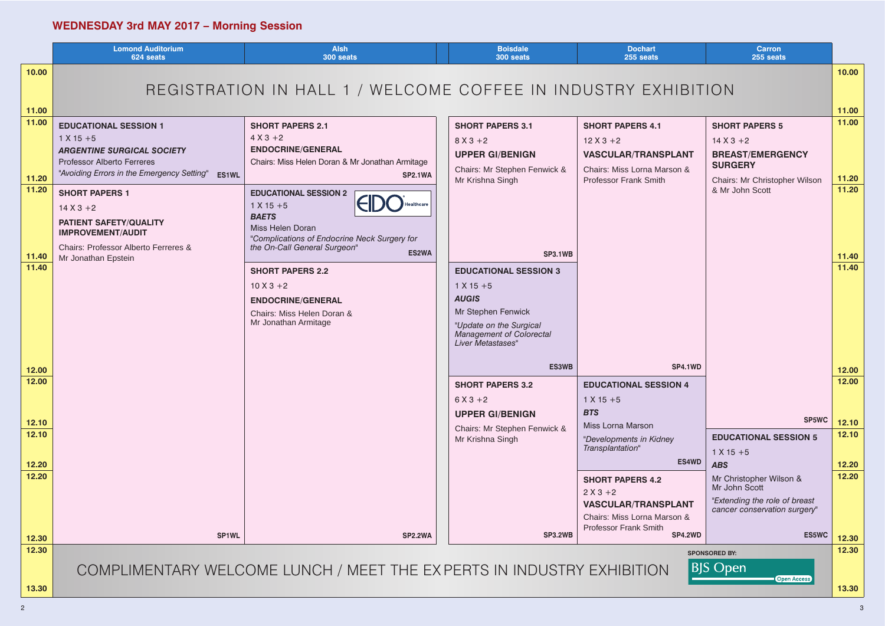## WEDNESDAY 3rd MAY 2017 – Morning Session

| Time | Lomond Auditorium 624 seats | Alsh 300 seats | Boisdale 300 seats | Dochart 255 seats | Carron 255 seats |
|---|---|---|---|---|---|
| 10.00–11.00 | REGISTRATION IN HALL 1 / WELCOME COFFEE IN INDUSTRY EXHIBITION | | | | |
| 11.00–11.20 | **EDUCATIONAL SESSION 1** 1 X 15 +5 ***ARGENTINE SURGICAL SOCIETY*** Professor Alberto Ferreres *"Avoiding Errors in the Emergency Setting"* **ES1WL** | **SHORT PAPERS 2.1** 4 X 3 +2 **ENDOCRINE/GENERAL** Chairs: Miss Helen Doran & Mr Jonathan Armitage **SP2.1WA** | **SHORT PAPERS 3.1** 8 X 3 +2 **UPPER GI/BENIGN** Chairs: Mr Stephen Fenwick & Mr Krishna Singh **SP3.1WB** (11.00–11.40) | **SHORT PAPERS 4.1** 12 X 3 +2 **VASCULAR/TRANSPLANT** Chairs: Miss Lorna Marson & Professor Frank Smith **SP4.1WD** (11.00–12.00) | **SHORT PAPERS 5** 14 X 3 +2 **BREAST/EMERGENCY SURGERY** Chairs: Mr Christopher Wilson & Mr John Scott **SP5WC** (11.00–12.10) |
| 11.20–11.40 | **SHORT PAPERS 1** 14 X 3 +2 **PATIENT SAFETY/QUALITY IMPROVEMENT/AUDIT** Chairs: Professor Alberto Ferreres & Mr Jonathan Epstein **SP1WL** (11.20–12.30) | **EDUCATIONAL SESSION 2** (EIDO Healthcare) 1 X 15 +5 ***BAETS*** Miss Helen Doran *"Complications of Endocrine Neck Surgery for the On-Call General Surgeon"* **ES2WA** | | | |
| 11.40–12.00 | | **SHORT PAPERS 2.2** 10 X 3 +2 **ENDOCRINE/GENERAL** Chairs: Miss Helen Doran & Mr Jonathan Armitage **SP2.2WA** (11.40–12.30) | **EDUCATIONAL SESSION 3** 1 X 15 +5 ***AUGIS*** Mr Stephen Fenwick *"Update on the Surgical Management of Colorectal Liver Metastases"* **ES3WB** | | |
| 12.00–12.10 | | | **SHORT PAPERS 3.2** 6 X 3 +2 **UPPER GI/BENIGN** Chairs: Mr Stephen Fenwick & Mr Krishna Singh **SP3.2WB** (12.00–12.30) | **EDUCATIONAL SESSION 4** 1 X 15 +5 ***BTS*** Miss Lorna Marson *"Developments in Kidney Transplantation"* **ES4WD** (12.00–12.20) | |
| 12.10–12.20 | | | | | **EDUCATIONAL SESSION 5** 1 X 15 +5 ***ABS*** Mr Christopher Wilson & Mr John Scott *"Extending the role of breast cancer conservation surgery"* **ES5WC** (12.10–12.30) |
| 12.20–12.30 | | | | **SHORT PAPERS 4.2** 2 X 3 +2 **VASCULAR/TRANSPLANT** Chairs: Miss Lorna Marson & Professor Frank Smith **SP4.2WD** | |
| 12.30–13.30 | COMPLIMENTARY WELCOME LUNCH / MEET THE EXPERTS IN INDUSTRY EXHIBITION (SPONSORED BY: BJS Open) | | | | |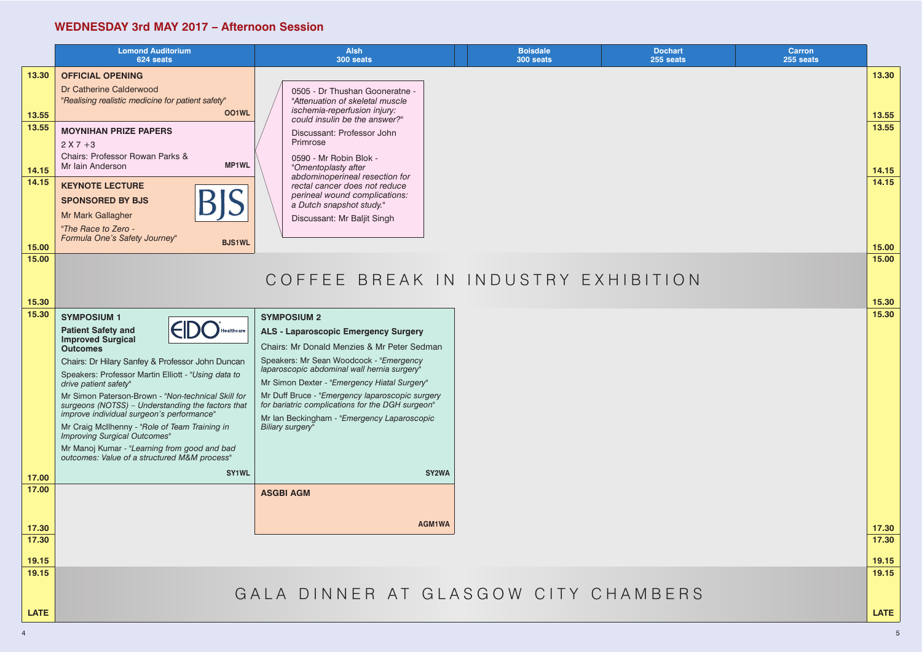## WEDNESDAY 3rd MAY 2017 – Afternoon Session

| Time | Lomond Auditorium 624 seats | Alsh 300 seats | Boisdale 300 seats | Dochart 255 seats | Carron 255 seats |
|---|---|---|---|---|---|
| 13.30–13.55 | **OFFICIAL OPENING** Dr Catherine Calderwood *"Realising realistic medicine for patient safety"* **OO1WL** | | | | |
| 13.55–14.15 | **MOYNIHAN PRIZE PAPERS** 2 X 7 +3 Chairs: Professor Rowan Parks & Mr Iain Anderson **MP1WL** 0505 - Dr Thushan Gooneratne - *"Attenuation of skeletal muscle ischemia-reperfusion injury: could insulin be the answer?"* Discussant: Professor John Primrose 0590 - Mr Robin Blok - *"Omentoplasty after abdominoperineal resection for rectal cancer does not reduce perineal wound complications: a Dutch snapshot study."* Discussant: Mr Baljit Singh | | | | |
| 14.15–15.00 | **KEYNOTE LECTURE SPONSORED BY BJS** Mr Mark Gallagher *"The Race to Zero - Formula One's Safety Journey"* **BJS1WL** | | | | |
| 15.00–15.30 | COFFEE BREAK IN INDUSTRY EXHIBITION | | | | |
| 15.30–17.00 | **SYMPOSIUM 1** **Patient Safety and Improved Surgical Outcomes** Chairs: Dr Hilary Sanfey & Professor John Duncan Speakers: Professor Martin Elliott - *"Using data to drive patient safety"* Mr Simon Paterson-Brown - *"Non-technical Skill for surgeons (NOTSS) – Understanding the factors that improve individual surgeon's performance"* Mr Craig McIlhenny - *"Role of Team Training in Improving Surgical Outcomes"* Mr Manoj Kumar - *"Learning from good and bad outcomes: Value of a structured M&M process"* **SY1WL** | **SYMPOSIUM 2** **ALS - Laparoscopic Emergency Surgery** Chairs: Mr Donald Menzies & Mr Peter Sedman Speakers: Mr Sean Woodcock - *"Emergency laparoscopic abdominal wall hernia surgery"* Mr Simon Dexter - *"Emergency Hiatal Surgery"* Mr Duff Bruce - *"Emergency laparoscopic surgery for bariatric complications for the DGH surgeon"* Mr Ian Beckingham - *"Emergency Laparoscopic Biliary surgery"* **SY2WA** | | | |
| 17.00–17.30 | | **ASGBI AGM** **AGM1WA** | | | |
| 17.30–19.15 | | | | | |
| 19.15–LATE | GALA DINNER AT GLASGOW CITY CHAMBERS | | | | |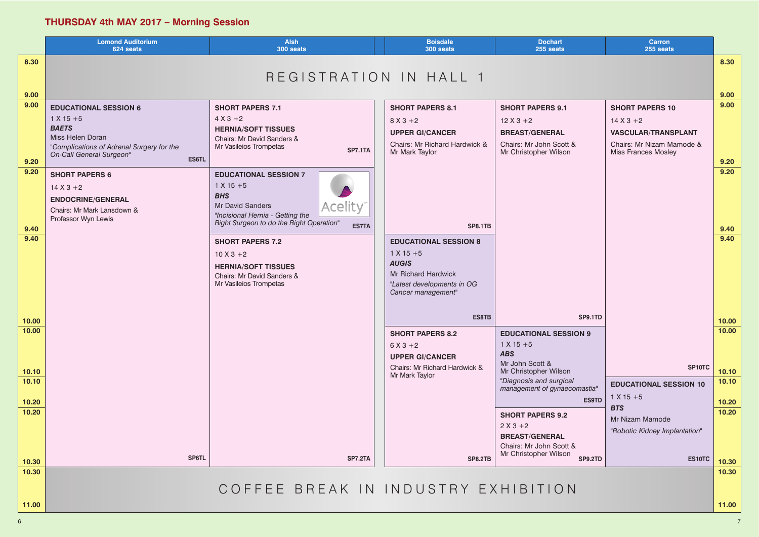## THURSDAY 4th MAY 2017 – Morning Session

| Time | Lomond Auditorium (624 seats) | Alsh (300 seats) | Boisdale (300 seats) | Dochart (255 seats) | Carron (255 seats) |
|---|---|---|---|---|---|
| 8.30 – 9.00 | REGISTRATION IN HALL 1 | | | | |
| 9.00 – 9.20 | **EDUCATIONAL SESSION 6** 1 X 15 +5 ***BAETS*** Miss Helen Doran *"Complications of Adrenal Surgery for the On-Call General Surgeon"* ES6TL | **SHORT PAPERS 7.1** 4 X 3 +2 **HERNIA/SOFT TISSUES** Chairs: Mr David Sanders & Mr Vasileios Trompetas SP7.1TA | **SHORT PAPERS 8.1** (9.00 – 9.40) 8 X 3 +2 **UPPER GI/CANCER** Chairs: Mr Richard Hardwick & Mr Mark Taylor SP8.1TB | **SHORT PAPERS 9.1** (9.00 – 10.00) 12 X 3 +2 **BREAST/GENERAL** Chairs: Mr John Scott & Mr Christopher Wilson SP9.1TD | **SHORT PAPERS 10** (9.00 – 10.10) 14 X 3 +2 **VASCULAR/TRANSPLANT** Chairs: Mr Nizam Mamode & Miss Frances Mosley SP10TC |
| 9.20 – 9.40 | **SHORT PAPERS 6** (9.20 – 10.30) 14 X 3 +2 **ENDOCRINE/GENERAL** Chairs: Mr Mark Lansdown & Professor Wyn Lewis SP6TL | **EDUCATIONAL SESSION 7** 1 X 15 +5 ***BHS*** Mr David Sanders *"Incisional Hernia - Getting the Right Surgeon to do the Right Operation"* Acelity ES7TA | | | |
| 9.40 – 10.00 | | **SHORT PAPERS 7.2** (9.40 – 10.30) 10 X 3 +2 **HERNIA/SOFT TISSUES** Chairs: Mr David Sanders & Mr Vasileios Trompetas SP7.2TA | **EDUCATIONAL SESSION 8** 1 X 15 +5 ***AUGIS*** Mr Richard Hardwick *"Latest developments in OG Cancer management"* ES8TB | | |
| 10.00 – 10.10 | | | **SHORT PAPERS 8.2** (10.00 – 10.30) 6 X 3 +2 **UPPER GI/CANCER** Chairs: Mr Richard Hardwick & Mr Mark Taylor SP8.2TB | **EDUCATIONAL SESSION 9** (10.00 – 10.20) 1 X 15 +5 ***ABS*** Mr John Scott & Mr Christopher Wilson *"Diagnosis and surgical management of gynaecomastia"* ES9TD | |
| 10.10 – 10.20 | | | | | **EDUCATIONAL SESSION 10** (10.10 – 10.30) 1 X 15 +5 ***BTS*** Mr Nizam Mamode *"Robotic Kidney Implantation"* ES10TC |
| 10.20 – 10.30 | | | | **SHORT PAPERS 9.2** 2 X 3 +2 **BREAST/GENERAL** Chairs: Mr John Scott & Mr Christopher Wilson SP9.2TD | |
| 10.30 – 11.00 | COFFEE BREAK IN INDUSTRY EXHIBITION | | | | |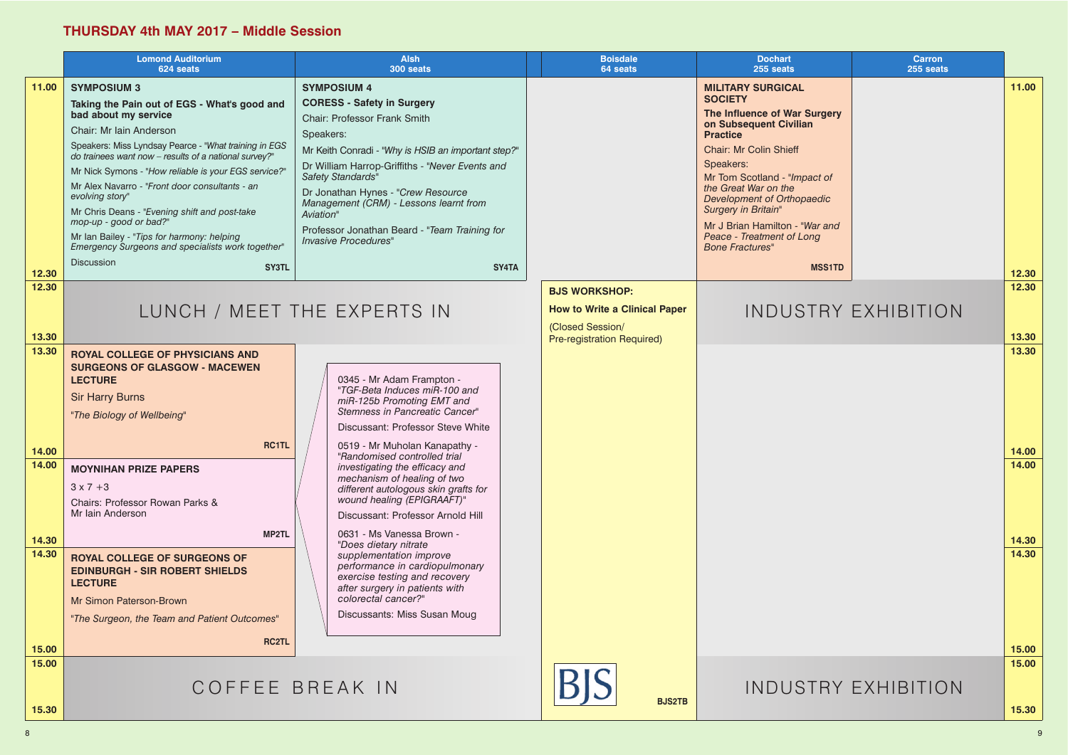# THURSDAY 4th MAY 2017 – Middle Session

| Time | Lomond Auditorium 624 seats | Alsh 300 seats | Boisdale 64 seats | Dochart 255 seats | Carron 255 seats |
|---|---|---|---|---|---|
| 11.00–12.30 | **SYMPOSIUM 3**<br>**Taking the Pain out of EGS - What's good and bad about my service**<br>Chair: Mr Iain Anderson<br>Speakers: Miss Lyndsay Pearce - *"What training in EGS do trainees want now – results of a national survey?"*<br>Mr Nick Symons - *"How reliable is your EGS service?"*<br>Mr Alex Navarro - *"Front door consultants - an evolving story"*<br>Mr Chris Deans - *"Evening shift and post-take mop-up - good or bad?"*<br>Mr Ian Bailey - *"Tips for harmony: helping Emergency Surgeons and specialists work together"*<br>Discussion<br>SY3TL | **SYMPOSIUM 4**<br>**CORESS - Safety in Surgery**<br>Chair: Professor Frank Smith<br>Speakers:<br>Mr Keith Conradi - *"Why is HSIB an important step?"*<br>Dr William Harrop-Griffiths - *"Never Events and Safety Standards"*<br>Dr Jonathan Hynes - *"Crew Resource Management (CRM) - Lessons learnt from Aviation"*<br>Professor Jonathan Beard - *"Team Training for Invasive Procedures"*<br>SY4TA | | **MILITARY SURGICAL SOCIETY**<br>**The Influence of War Surgery on Subsequent Civilian Practice**<br>Chair: Mr Colin Shieff<br>Speakers:<br>Mr Tom Scotland - *"Impact of the Great War on the Development of Orthopaedic Surgery in Britain"*<br>Mr J Brian Hamilton - *"War and Peace - Treatment of Long Bone Fractures"*<br>MSS1TD | |
| 12.30–13.30 | LUNCH / MEET THE EXPERTS IN | LUNCH / MEET THE EXPERTS IN | **BJS WORKSHOP:**<br>**How to Write a Clinical Paper**<br>(Closed Session/ Pre-registration Required) | INDUSTRY EXHIBITION | INDUSTRY EXHIBITION |
| 13.30–14.00 | **ROYAL COLLEGE OF PHYSICIANS AND SURGEONS OF GLASGOW - MACEWEN LECTURE**<br>Sir Harry Burns<br>*"The Biology of Wellbeing"*<br>RC1TL | | | | |
| 14.00–14.30 | **MOYNIHAN PRIZE PAPERS**<br>3 x 7 +3<br>Chairs: Professor Rowan Parks & Mr Iain Anderson<br>MP2TL | 0345 - Mr Adam Frampton - *"TGF-Beta Induces miR-100 and miR-125b Promoting EMT and Stemness in Pancreatic Cancer"*<br>Discussant: Professor Steve White<br>0519 - Mr Muholan Kanapathy - *"Randomised controlled trial investigating the efficacy and mechanism of healing of two different autologous skin grafts for wound healing (EPIGRAAFT)"*<br>Discussant: Professor Arnold Hill<br>0631 - Ms Vanessa Brown - *"Does dietary nitrate supplementation improve performance in cardiopulmonary exercise testing and recovery after surgery in patients with colorectal cancer?"*<br>Discussants: Miss Susan Moug | | | |
| 14.30–15.00 | **ROYAL COLLEGE OF SURGEONS OF EDINBURGH - SIR ROBERT SHIELDS LECTURE**<br>Mr Simon Paterson-Brown<br>*"The Surgeon, the Team and Patient Outcomes"*<br>RC2TL | | | | |
| 15.00–15.30 | COFFEE BREAK IN | COFFEE BREAK IN | BJS<br>BJS2TB | INDUSTRY EXHIBITION | INDUSTRY EXHIBITION |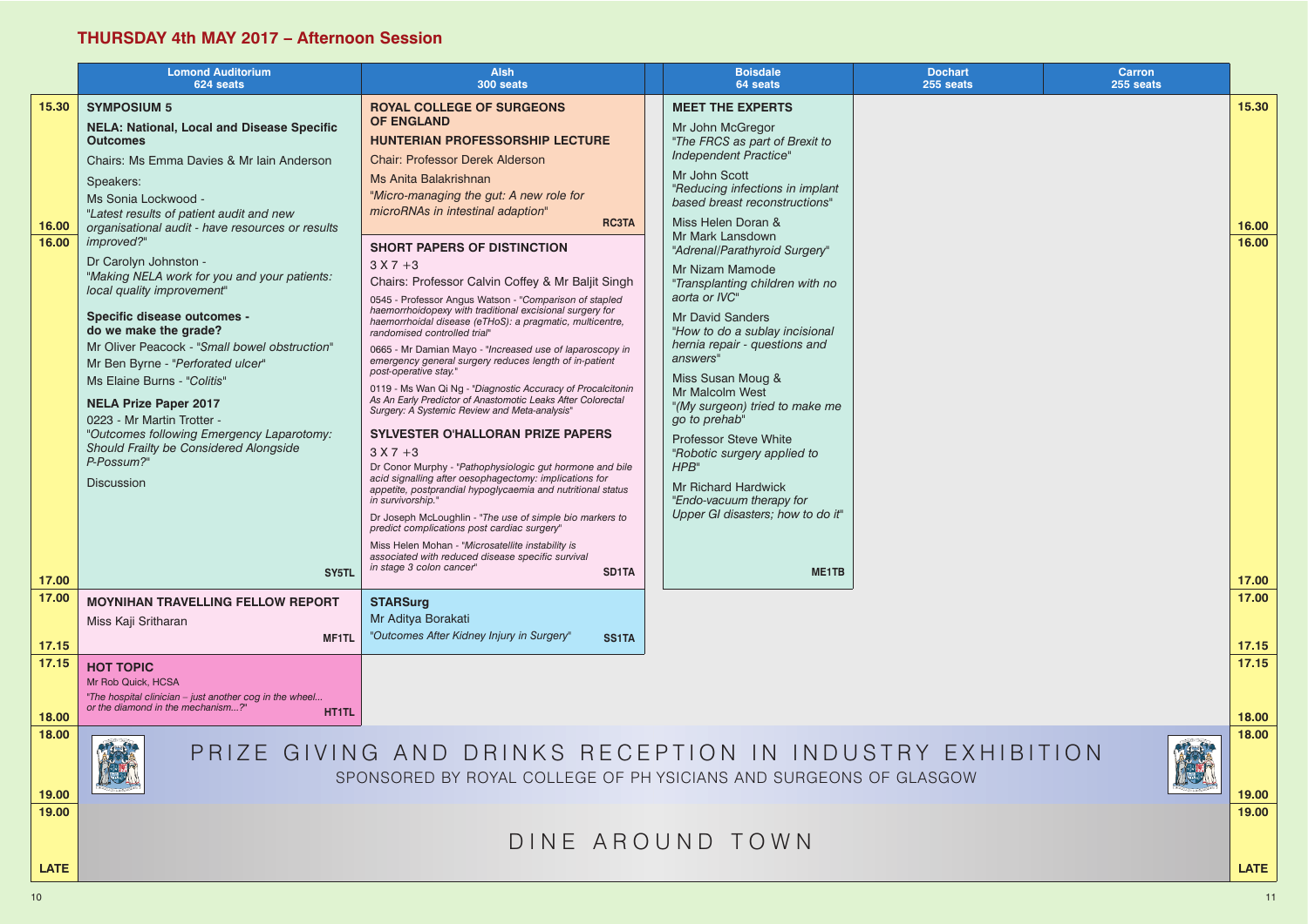# THURSDAY 4th MAY 2017 – Afternoon Session

| Time | Lomond Auditorium 624 seats | Alsh 300 seats | Boisdale 64 seats | Dochart 255 seats | Carron 255 seats |
|---|---|---|---|---|---|
| 15.30 – 17.00 | **SYMPOSIUM 5**<br>**NELA: National, Local and Disease Specific Outcomes**<br>Chairs: Ms Emma Davies & Mr Iain Anderson<br>Speakers:<br>Ms Sonia Lockwood - "*Latest results of patient audit and new organisational audit - have resources or results improved?*"<br>Dr Carolyn Johnston - "*Making NELA work for you and your patients: local quality improvement*"<br>**Specific disease outcomes - do we make the grade?**<br>Mr Oliver Peacock - "*Small bowel obstruction*"<br>Mr Ben Byrne - "*Perforated ulcer*"<br>Ms Elaine Burns - "*Colitis*"<br>**NELA Prize Paper 2017**<br>0223 - Mr Martin Trotter - "*Outcomes following Emergency Laparotomy: Should Frailty be Considered Alongside P-Possum?*"<br>Discussion<br>**SY5TL** | **15.30 – 16.00**<br>**ROYAL COLLEGE OF SURGEONS OF ENGLAND**<br>**HUNTERIAN PROFESSORSHIP LECTURE**<br>Chair: Professor Derek Alderson<br>Ms Anita Balakrishnan<br>"*Micro-managing the gut: A new role for microRNAs in intestinal adaption*"<br>**RC3TA**<br><br>**16.00 – 17.00**<br>**SHORT PAPERS OF DISTINCTION**<br>3 X 7 +3<br>Chairs: Professor Calvin Coffey & Mr Baljit Singh<br>0545 - Professor Angus Watson - "*Comparison of stapled haemorrhoidopexy with traditional excisional surgery for haemorrhoidal disease (eTHoS): a pragmatic, multicentre, randomised controlled trial*"<br>0665 - Mr Damian Mayo - "*Increased use of laparoscopy in emergency general surgery reduces length of in-patient post-operative stay.*"<br>0119 - Ms Wan Qi Ng - "*Diagnostic Accuracy of Procalcitonin As An Early Predictor of Anastomotic Leaks After Colorectal Surgery: A Systemic Review and Meta-analysis*"<br>**SYLVESTER O'HALLORAN PRIZE PAPERS**<br>3 X 7 +3<br>Dr Conor Murphy - "*Pathophysiologic gut hormone and bile acid signalling after oesophagectomy: implications for appetite, postprandial hypoglycaemia and nutritional status in survivorship.*"<br>Dr Joseph McLoughlin - "*The use of simple bio markers to predict complications post cardiac surgery*"<br>Miss Helen Mohan - "*Microsatellite instability is associated with reduced disease specific survival in stage 3 colon cancer*"<br>**SD1TA** | **MEET THE EXPERTS**<br>Mr John McGregor - "*The FRCS as part of Brexit to Independent Practice*"<br>Mr John Scott - "*Reducing infections in implant based breast reconstructions*"<br>Miss Helen Doran & Mr Mark Lansdown - "*Adrenal/Parathyroid Surgery*"<br>Mr Nizam Mamode - "*Transplanting children with no aorta or IVC*"<br>Mr David Sanders - "*How to do a sublay incisional hernia repair - questions and answers*"<br>Miss Susan Moug & Mr Malcolm West - "*(My surgeon) tried to make me go to prehab*"<br>Professor Steve White - "*Robotic surgery applied to HPB*"<br>Mr Richard Hardwick - "*Endo-vacuum therapy for Upper GI disasters; how to do it*"<br>**ME1TB** | | |
| 17.00 – 17.15 | **MOYNIHAN TRAVELLING FELLOW REPORT**<br>Miss Kaji Sritharan<br>**MF1TL** | **STARSurg**<br>Mr Aditya Borakati<br>"*Outcomes After Kidney Injury in Surgery*"<br>**SS1TA** | | | |
| 17.15 – 18.00 | **HOT TOPIC**<br>Mr Rob Quick, HCSA<br>"*The hospital clinician – just another cog in the wheel... or the diamond in the mechanism...?*"<br>**HT1TL** | | | | |
| 18.00 – 19.00 | PRIZE GIVING AND DRINKS RECEPTION IN INDUSTRY EXHIBITION<br>SPONSORED BY ROYAL COLLEGE OF PHYSICIANS AND SURGEONS OF GLASGOW | | | | |
| 19.00 – LATE | DINE AROUND TOWN | | | | |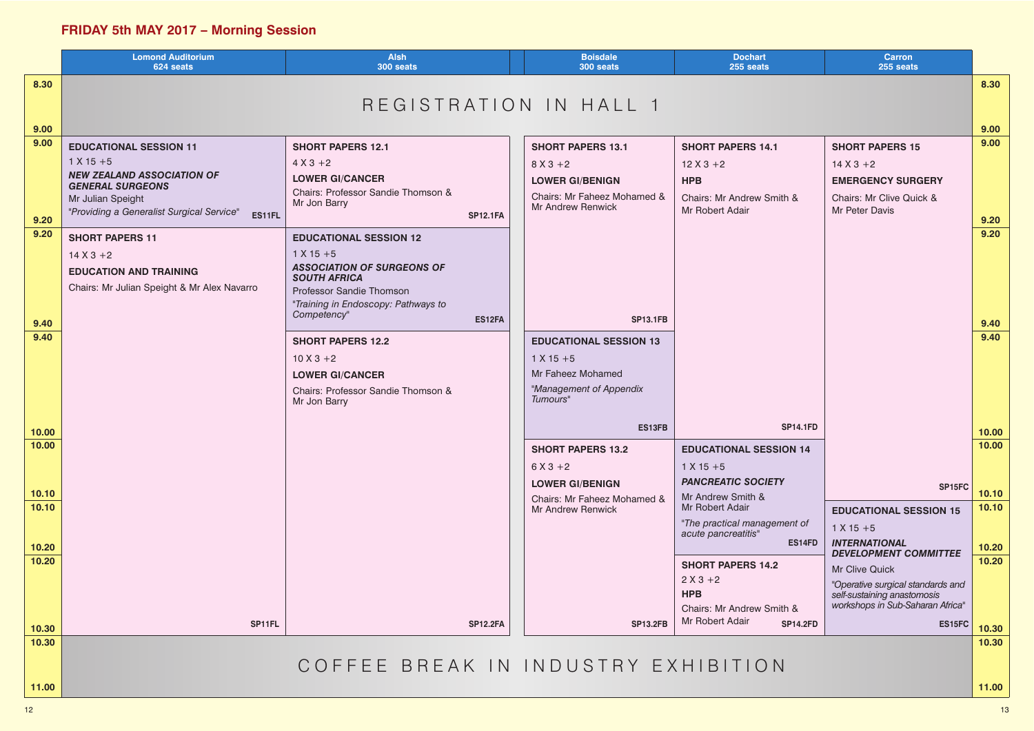## FRIDAY 5th MAY 2017 – Morning Session

| Time | Lomond Auditorium 624 seats | Alsh 300 seats | Boisdale 300 seats | Dochart 255 seats | Carron 255 seats |
|---|---|---|---|---|---|
| 8.30–9.00 | REGISTRATION IN HALL 1 | | | | |
| 9.00–9.20 | **EDUCATIONAL SESSION 11**<br>1 X 15 +5<br>***NEW ZEALAND ASSOCIATION OF GENERAL SURGEONS***<br>Mr Julian Speight<br>*"Providing a Generalist Surgical Service"*<br>**ES11FL** | **SHORT PAPERS 12.1**<br>4 X 3 +2<br>**LOWER GI/CANCER**<br>Chairs: Professor Sandie Thomson & Mr Jon Barry<br>**SP12.1FA** | **SHORT PAPERS 13.1** (9.00–9.40)<br>8 X 3 +2<br>**LOWER GI/BENIGN**<br>Chairs: Mr Faheez Mohamed & Mr Andrew Renwick<br>**SP13.1FB** | **SHORT PAPERS 14.1** (9.00–10.00)<br>12 X 3 +2<br>**HPB**<br>Chairs: Mr Andrew Smith & Mr Robert Adair<br>**SP14.1FD** | **SHORT PAPERS 15** (9.00–10.10)<br>14 X 3 +2<br>**EMERGENCY SURGERY**<br>Chairs: Mr Clive Quick & Mr Peter Davis<br>**SP15FC** |
| 9.20–9.40 | **SHORT PAPERS 11** (9.20–10.30)<br>14 X 3 +2<br>**EDUCATION AND TRAINING**<br>Chairs: Mr Julian Speight & Mr Alex Navarro<br>**SP11FL** | **EDUCATIONAL SESSION 12**<br>1 X 15 +5<br>***ASSOCIATION OF SURGEONS OF SOUTH AFRICA***<br>Professor Sandie Thomson<br>*"Training in Endoscopy: Pathways to Competency"*<br>**ES12FA** | | | |
| 9.40–10.00 | | **SHORT PAPERS 12.2** (9.40–10.30)<br>10 X 3 +2<br>**LOWER GI/CANCER**<br>Chairs: Professor Sandie Thomson & Mr Jon Barry<br>**SP12.2FA** | **EDUCATIONAL SESSION 13**<br>1 X 15 +5<br>Mr Faheez Mohamed<br>*"Management of Appendix Tumours"*<br>**ES13FB** | | |
| 10.00–10.10 | | | **SHORT PAPERS 13.2** (10.00–10.30)<br>6 X 3 +2<br>**LOWER GI/BENIGN**<br>Chairs: Mr Faheez Mohamed & Mr Andrew Renwick<br>**SP13.2FB** | **EDUCATIONAL SESSION 14** (10.00–10.20)<br>1 X 15 +5<br>***PANCREATIC SOCIETY***<br>Mr Andrew Smith & Mr Robert Adair<br>*"The practical management of acute pancreatitis"*<br>**ES14FD** | |
| 10.10–10.20 | | | | | **EDUCATIONAL SESSION 15** (10.10–10.30)<br>1 X 15 +5<br>***INTERNATIONAL DEVELOPMENT COMMITTEE***<br>Mr Clive Quick<br>*"Operative surgical standards and self-sustaining anastomosis workshops in Sub-Saharan Africa"*<br>**ES15FC** |
| 10.20–10.30 | | | | **SHORT PAPERS 14.2**<br>2 X 3 +2<br>**HPB**<br>Chairs: Mr Andrew Smith & Mr Robert Adair<br>**SP14.2FD** | |
| 10.30–11.00 | COFFEE BREAK IN INDUSTRY EXHIBITION | | | | |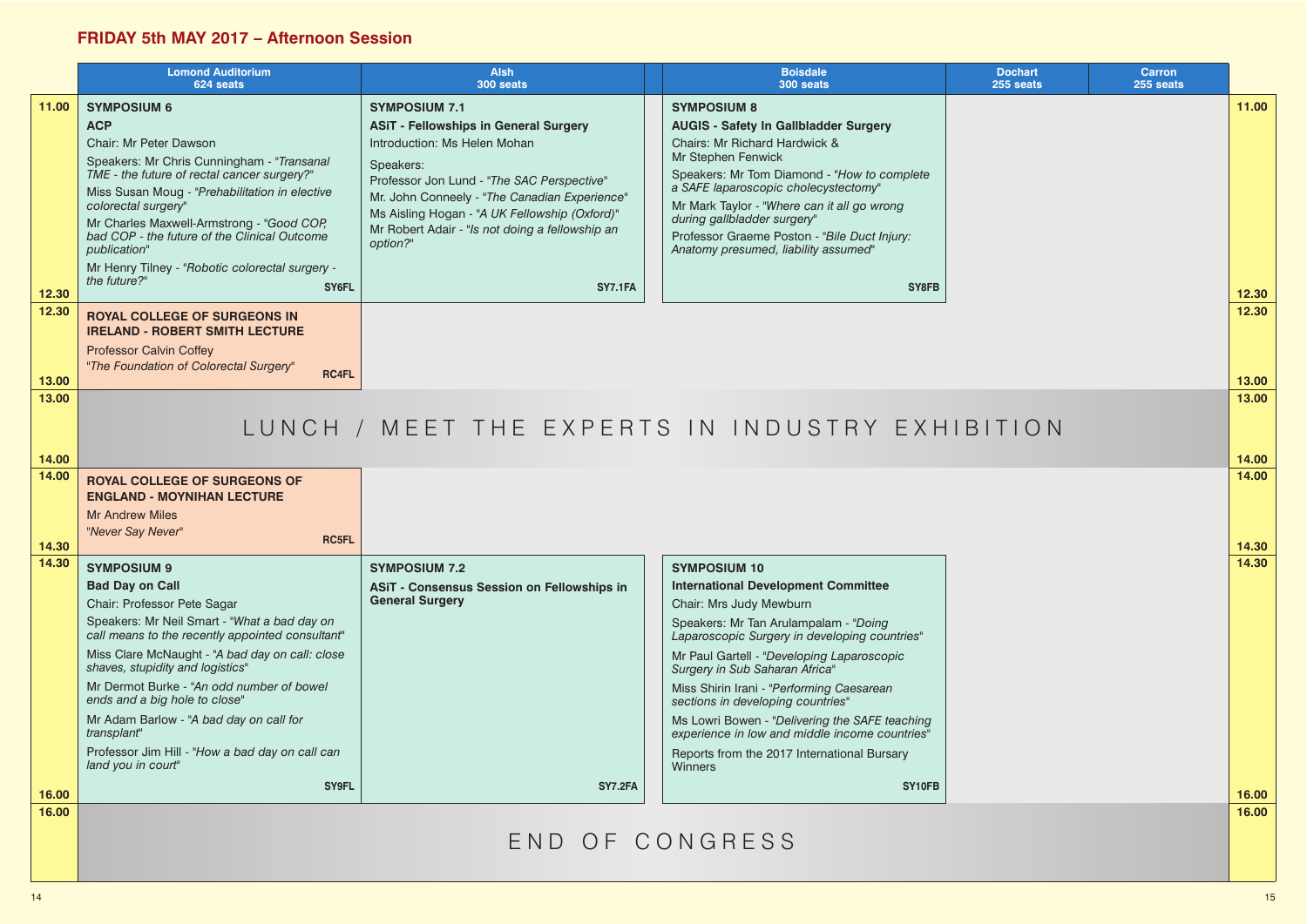## FRIDAY 5th MAY 2017 – Afternoon Session

| Time | Lomond Auditorium 624 seats | Alsh 300 seats | Boisdale 300 seats | Dochart 255 seats | Carron 255 seats |
|---|---|---|---|---|---|
| 11.00–12.30 | **SYMPOSIUM 6**<br>**ACP**<br>Chair: Mr Peter Dawson<br>Speakers: Mr Chris Cunningham - "*Transanal TME - the future of rectal cancer surgery?*"<br>Miss Susan Moug - "*Prehabilitation in elective colorectal surgery*"<br>Mr Charles Maxwell-Armstrong - "*Good COP, bad COP - the future of the Clinical Outcome publication*"<br>Mr Henry Tilney - "*Robotic colorectal surgery - the future?*"<br>SY6FL | **SYMPOSIUM 7.1**<br>**ASiT - Fellowships in General Surgery**<br>Introduction: Ms Helen Mohan<br>Speakers:<br>Professor Jon Lund - "*The SAC Perspective*"<br>Mr. John Conneely - "*The Canadian Experience*"<br>Ms Aisling Hogan - "*A UK Fellowship (Oxford)*"<br>Mr Robert Adair - "*Is not doing a fellowship an option?*"<br>SY7.1FA | **SYMPOSIUM 8**<br>**AUGIS - Safety In Gallbladder Surgery**<br>Chairs: Mr Richard Hardwick & Mr Stephen Fenwick<br>Speakers: Mr Tom Diamond - "*How to complete a SAFE laparoscopic cholecystectomy*"<br>Mr Mark Taylor - "*Where can it all go wrong during gallbladder surgery*"<br>Professor Graeme Poston - "*Bile Duct Injury: Anatomy presumed, liability assumed*"<br>SY8FB | | |
| 12.30–13.00 | **ROYAL COLLEGE OF SURGEONS IN IRELAND - ROBERT SMITH LECTURE**<br>Professor Calvin Coffey<br>"*The Foundation of Colorectal Surgery*"<br>RC4FL | | | | |
| 13.00–14.00 | LUNCH / MEET THE EXPERTS IN INDUSTRY EXHIBITION | | | | |
| 14.00–14.30 | **ROYAL COLLEGE OF SURGEONS OF ENGLAND - MOYNIHAN LECTURE**<br>Mr Andrew Miles<br>"*Never Say Never*"<br>RC5FL | | | | |
| 14.30–16.00 | **SYMPOSIUM 9**<br>**Bad Day on Call**<br>Chair: Professor Pete Sagar<br>Speakers: Mr Neil Smart - "*What a bad day on call means to the recently appointed consultant*"<br>Miss Clare McNaught - "*A bad day on call: close shaves, stupidity and logistics*"<br>Mr Dermot Burke - "*An odd number of bowel ends and a big hole to close*"<br>Mr Adam Barlow - "*A bad day on call for transplant*"<br>Professor Jim Hill - "*How a bad day on call can land you in court*"<br>SY9FL | **SYMPOSIUM 7.2**<br>**ASiT - Consensus Session on Fellowships in General Surgery**<br>SY7.2FA | **SYMPOSIUM 10**<br>**International Development Committee**<br>Chair: Mrs Judy Mewburn<br>Speakers: Mr Tan Arulampalam - "*Doing Laparoscopic Surgery in developing countries*"<br>Mr Paul Gartell - "*Developing Laparoscopic Surgery in Sub Saharan Africa*"<br>Miss Shirin Irani - "*Performing Caesarean sections in developing countries*"<br>Ms Lowri Bowen - "*Delivering the SAFE teaching experience in low and middle income countries*"<br>Reports from the 2017 International Bursary Winners<br>SY10FB | | |
| 16.00 | END OF CONGRESS | | | | |